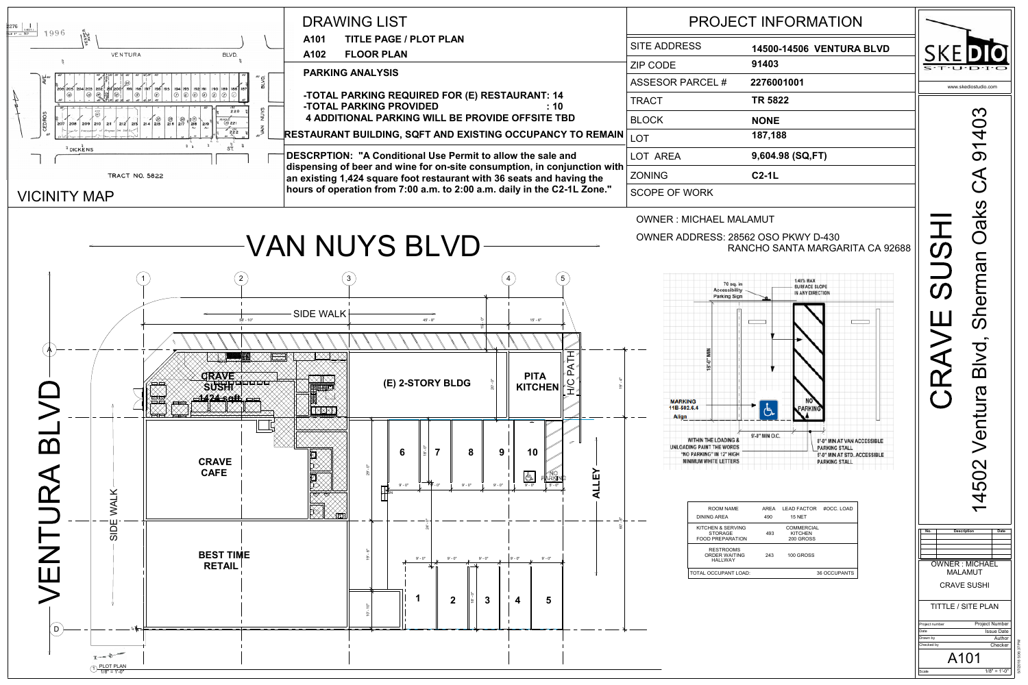## DRAWING LIST

- **A101 TITLE PAGE / PLOT PLAN**
- **A102 FLOOR PLAN**

## PARKING ANALYSIS

**-TOTAL PARKING REQUIRED FOR (E) RESTAURANT: 14**
**-TOTAL PARKING PROVIDED : 10**
**4 ADDITIONAL PARKING WILL BE PROVIDE OFFSITE TBD**

**RESTAURANT BUILDING, SQFT AND EXISTING OCCUPANCY TO REMAIN**

**DESCRPTION: "A Conditional Use Permit to allow the sale and dispensing of beer and wine for on-site consumption, in conjunction with an existing 1,424 square foot restaurant with 36 seats and having the hours of operation from 7:00 a.m. to 2:00 a.m. daily in the C2-1L Zone."**

## PROJECT INFORMATION

| | |
|---|---|
| SITE ADDRESS | **14500-14506 VENTURA BLVD** |
| ZIP CODE | **91403** |
| ASSESOR PARCEL # | **2276001001** |
| TRACT | **TR 5822** |
| BLOCK | **NONE** |
| LOT | **187,188** |
| LOT AREA | **9,604.98 (SQ,FT)** |
| ZONING | **C2-1L** |
| SCOPE OF WORK | |

OWNER : MICHAEL MALAMUT

OWNER ADDRESS: 28562 OSO PKWY D-430
RANCHO SANTA MARGARITA CA 92688

## VICINITY MAP

VENTURA BLVD. — CEDROS AVE — VAN NUYS BLVD — DICKENS ST — TRACT NO. 5822

## VAN NUYS BLVD

VENTURA BLVD — SIDE WALK — ALLEY

CRAVE SUSHI 1424 sqft — CRAVE CAFE — BEST TIME RETAIL — (E) 2-STORY BLDG — PITA KITCHEN — H/C PATH

Parking spaces: 1, 2, 3, 4, 5, 6, 7, 8, 9, 10 — NO PARKING

70 sq. in Accessibility Parking Sign — 1.49% MAX SURFACE SLOPE IN ANY DIRECTION — 18'-0" MIN — MARKING 11B-502.6.4 Align — WITHIN THE LOADING & UNLOADING PAINT THE WORDS "NO PARKING" IN 12" HIGH MINIMUM WHITE LETTERS — 9'-0" MIN O.C. — 8'-0" MIN AT VAN ACCESSIBLE PARKING STALL — 5'-0" MIN AT STD. ACCESSIBLE PARKING STALL — NO PARKING

| ROOM NAME | AREA | LEAD FACTOR | #OCC. LOAD |
|---|---|---|---|
| DINING AREA | 490 | 15 NET | |
| KITCHEN & SERVING STORAGE FOOD PREPARATION | 493 | COMMERCIAL KITCHEN 200 GROSS | |
| RESTROOMS ORDER WAITING HALLWAY | 243 | 100 GROSS | |
| TOTAL OCCUPANT LOAD: | | | 36 OCCUPANTS |

1 PLOT PLAN 1/8" = 1'-0"

SKEDIO STUDIO — www.skediostudio.com

# CRAVE SUSHI

14502 Ventura Blvd, Sherman Oaks CA 91403

OWNER : MICHAEL MALAMUT
CRAVE SUSHI

TITTLE / SITE PLAN

| | |
|---|---|
| Project number | Project Number |
| Date | Issue Date |
| Drawn by | Author |
| Checked by | Checker |

A101

Scale 1/8" = 1'-0"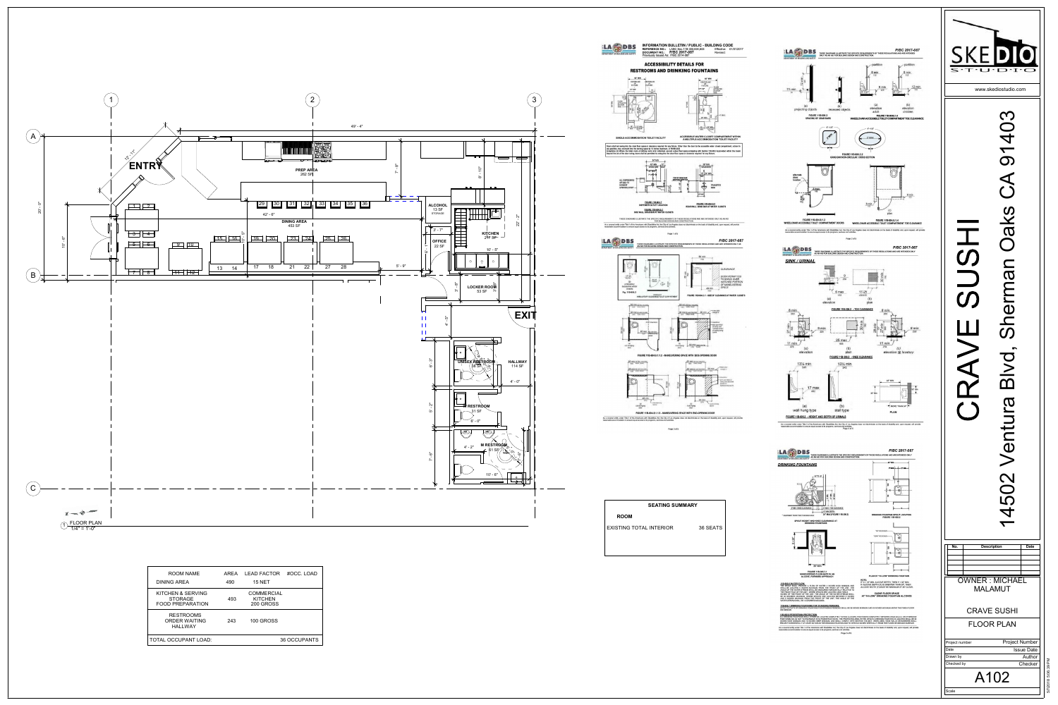# CRAVE SUSHI

14502 Ventura Blvd, Sherman Oaks CA 91403

SKEDIO STUDIO
www.skediostudio.com

OWNER : MICHAEL MALAMUT

CRAVE SUSHI

FLOOR PLAN

| | |
|---|---|
| Project number | Project Number |
| Date | Issue Date |
| Drawn by | Author |
| Checked by | Checker |

A102

1 FLOOR PLAN
1/4" = 1'-0"

ENTRY

PREP AREA 262 SF

DINING AREA 453 SF

ALCOHOL 13 SF STORAGE

KITCHEN 277 SF

OFFICE 22 SF

LOCKER ROOM 53 SF

EXIT

UNISEX RESTROOM 34 SF

HALLWAY 114 SF

RESTROOM 31 SF

M RESTROOM 61 SF

| ROOM NAME | AREA | LEAD FACTOR | #OCC. LOAD |
|---|---|---|---|
| DINING AREA | 490 | 15 NET | |
| KITCHEN & SERVING STORAGE FOOD PREPARATION | 493 | COMMERCIAL KITCHEN 200 GROSS | |
| RESTROOMS ORDER WAITING HALLWAY | 243 | 100 GROSS | |
| TOTAL OCCUPANT LOAD: | | | 36 OCCUPANTS |

## SEATING SUMMARY

| ROOM | |
|---|---|
| EXISTING TOTAL INTERIOR | 36 SEATS |

LA DBS INFORMATION BULLETIN / PUBLIC - BUILDING CODE
REFERENCE NO.: LABC Sec.11B-303,604,606
DOCUMENT NO.: P/BC 2017-087
Previously Issued As: P/BC 2014-087

### ACCESSIBILITY DETAILS FOR RESTROOMS AND DRINKING FOUNTAINS

SINGLE ACCOMMODATION TOILET FACILITY

ACCESSIBLE WATER CLOSET COMPARTMENT WITHIN A MULTIPLE ACCOMMODATION TOILET FACILITY

SINK / URINAL

DRINKING FOUNTAINS